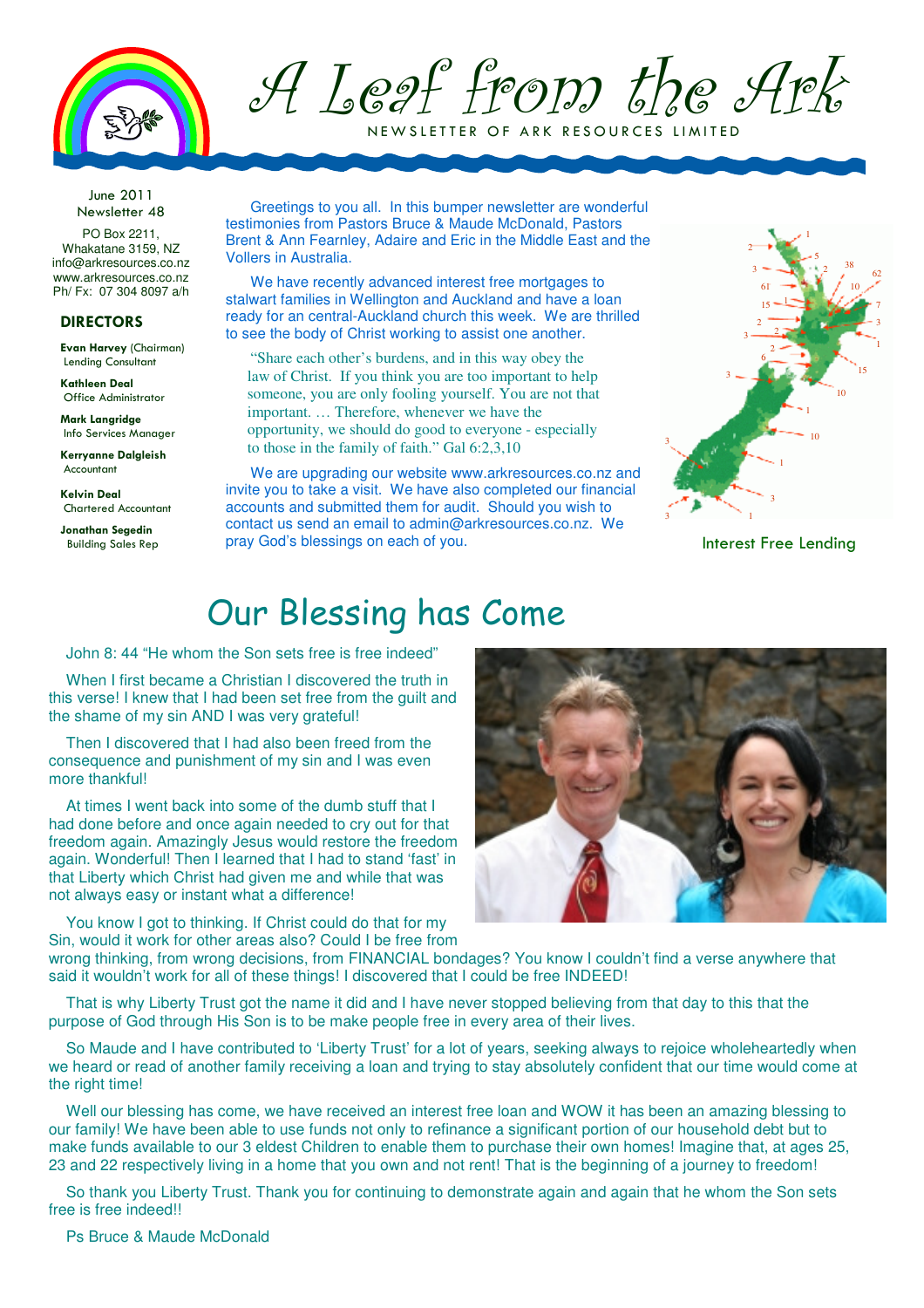# A Leaf from the Ark

NEWSLETTER OF ARK RESOURCES LIMITED

June 2011
Newsletter 48

PO Box 2211,
Whakatane 3159, NZ
info@arkresources.co.nz
www.arkresources.co.nz
Ph/ Fx: 07 304 8097 a/h

### DIRECTORS

**Evan Harvey** (Chairman)
Lending Consultant

**Kathleen Deal**
Office Administrator

**Mark Langridge**
Info Services Manager

**Kerryanne Dalgleish**
Accountant

**Kelvin Deal**
Chartered Accountant

**Jonathan Segedin**
Building Sales Rep

Greetings to you all. In this bumper newsletter are wonderful testimonies from Pastors Bruce & Maude McDonald, Pastors Brent & Ann Fearnley, Adaire and Eric in the Middle East and the Vollers in Australia.

We have recently advanced interest free mortgages to stalwart families in Wellington and Auckland and have a loan ready for an central-Auckland church this week. We are thrilled to see the body of Christ working to assist one another.

> "Share each other's burdens, and in this way obey the law of Christ. If you think you are too important to help someone, you are only fooling yourself. You are not that important. … Therefore, whenever we have the opportunity, we should do good to everyone - especially to those in the family of faith." Gal 6:2,3,10

We are upgrading our website www.arkresources.co.nz and invite you to take a visit. We have also completed our financial accounts and submitted them for audit. Should you wish to contact us send an email to admin@arkresources.co.nz. We pray God's blessings on each of you.

Interest Free Lending

## Our Blessing has Come

John 8: 44 "He whom the Son sets free is free indeed"

When I first became a Christian I discovered the truth in this verse! I knew that I had been set free from the guilt and the shame of my sin AND I was very grateful!

Then I discovered that I had also been freed from the consequence and punishment of my sin and I was even more thankful!

At times I went back into some of the dumb stuff that I had done before and once again needed to cry out for that freedom again. Amazingly Jesus would restore the freedom again. Wonderful! Then I learned that I had to stand 'fast' in that Liberty which Christ had given me and while that was not always easy or instant what a difference!

You know I got to thinking. If Christ could do that for my Sin, would it work for other areas also? Could I be free from wrong thinking, from wrong decisions, from FINANCIAL bondages? You know I couldn't find a verse anywhere that said it wouldn't work for all of these things! I discovered that I could be free INDEED!

That is why Liberty Trust got the name it did and I have never stopped believing from that day to this that the purpose of God through His Son is to be make people free in every area of their lives.

So Maude and I have contributed to 'Liberty Trust' for a lot of years, seeking always to rejoice wholeheartedly when we heard or read of another family receiving a loan and trying to stay absolutely confident that our time would come at the right time!

Well our blessing has come, we have received an interest free loan and WOW it has been an amazing blessing to our family! We have been able to use funds not only to refinance a significant portion of our household debt but to make funds available to our 3 eldest Children to enable them to purchase their own homes! Imagine that, at ages 25, 23 and 22 respectively living in a home that you own and not rent! That is the beginning of a journey to freedom!

So thank you Liberty Trust. Thank you for continuing to demonstrate again and again that he whom the Son sets free is free indeed!!

Ps Bruce & Maude McDonald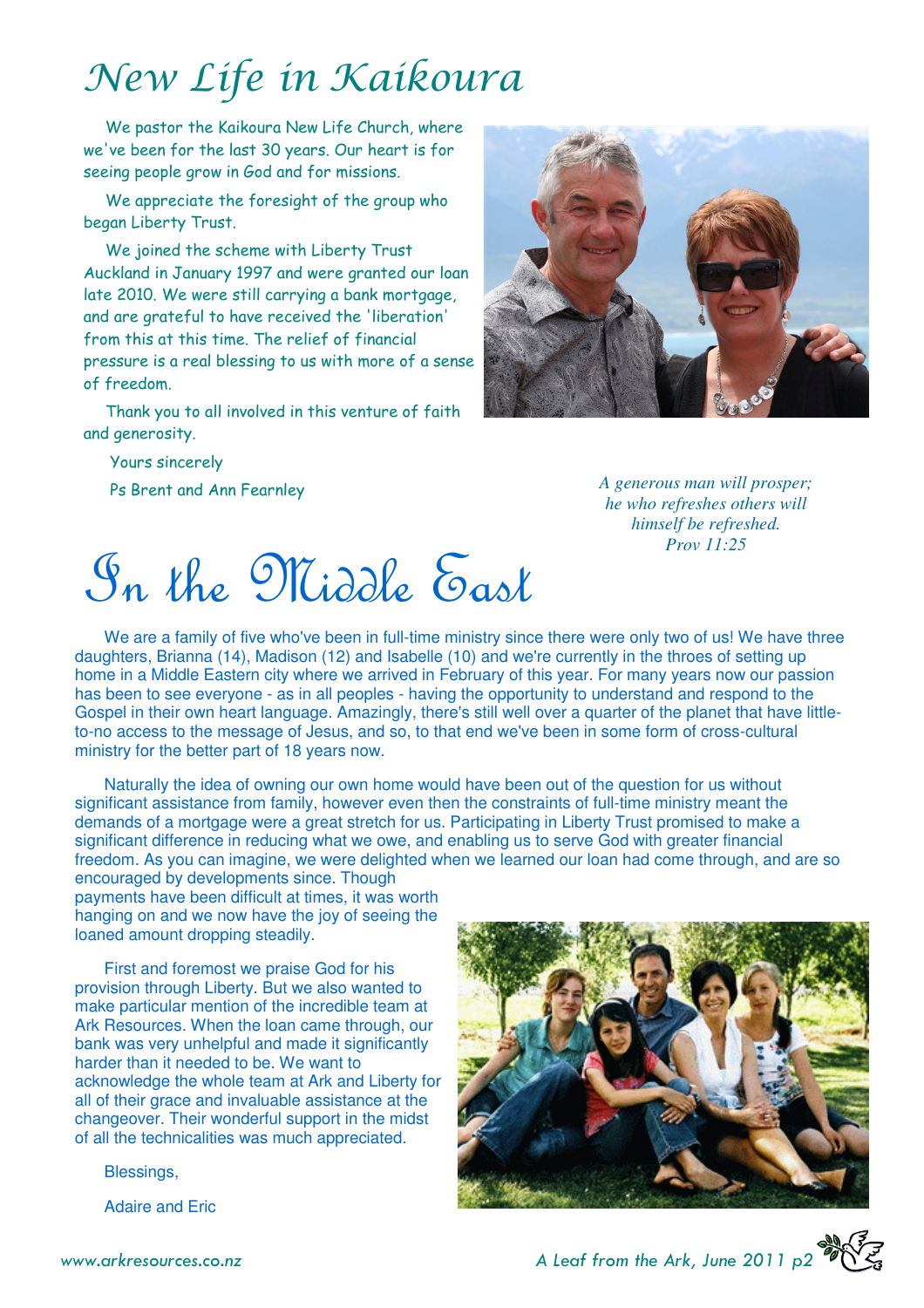# New Life in Kaikoura

We pastor the Kaikoura New Life Church, where we've been for the last 30 years. Our heart is for seeing people grow in God and for missions.

We appreciate the foresight of the group who began Liberty Trust.

We joined the scheme with Liberty Trust Auckland in January 1997 and were granted our loan late 2010. We were still carrying a bank mortgage, and are grateful to have received the 'liberation' from this at this time. The relief of financial pressure is a real blessing to us with more of a sense of freedom.

Thank you to all involved in this venture of faith and generosity.

Yours sincerely

Ps Brent and Ann Fearnley

*A generous man will prosper;*
*he who refreshes others will*
*himself be refreshed.*
*Prov 11:25*

# In the Middle East

We are a family of five who've been in full-time ministry since there were only two of us! We have three daughters, Brianna (14), Madison (12) and Isabelle (10) and we're currently in the throes of setting up home in a Middle Eastern city where we arrived in February of this year. For many years now our passion has been to see everyone - as in all peoples - having the opportunity to understand and respond to the Gospel in their own heart language. Amazingly, there's still well over a quarter of the planet that have little-to-no access to the message of Jesus, and so, to that end we've been in some form of cross-cultural ministry for the better part of 18 years now.

Naturally the idea of owning our own home would have been out of the question for us without significant assistance from family, however even then the constraints of full-time ministry meant the demands of a mortgage were a great stretch for us. Participating in Liberty Trust promised to make a significant difference in reducing what we owe, and enabling us to serve God with greater financial freedom. As you can imagine, we were delighted when we learned our loan had come through, and are so encouraged by developments since. Though payments have been difficult at times, it was worth hanging on and we now have the joy of seeing the loaned amount dropping steadily.

First and foremost we praise God for his provision through Liberty. But we also wanted to make particular mention of the incredible team at Ark Resources. When the loan came through, our bank was very unhelpful and made it significantly harder than it needed to be. We want to acknowledge the whole team at Ark and Liberty for all of their grace and invaluable assistance at the changeover. Their wonderful support in the midst of all the technicalities was much appreciated.

Blessings,

Adaire and Eric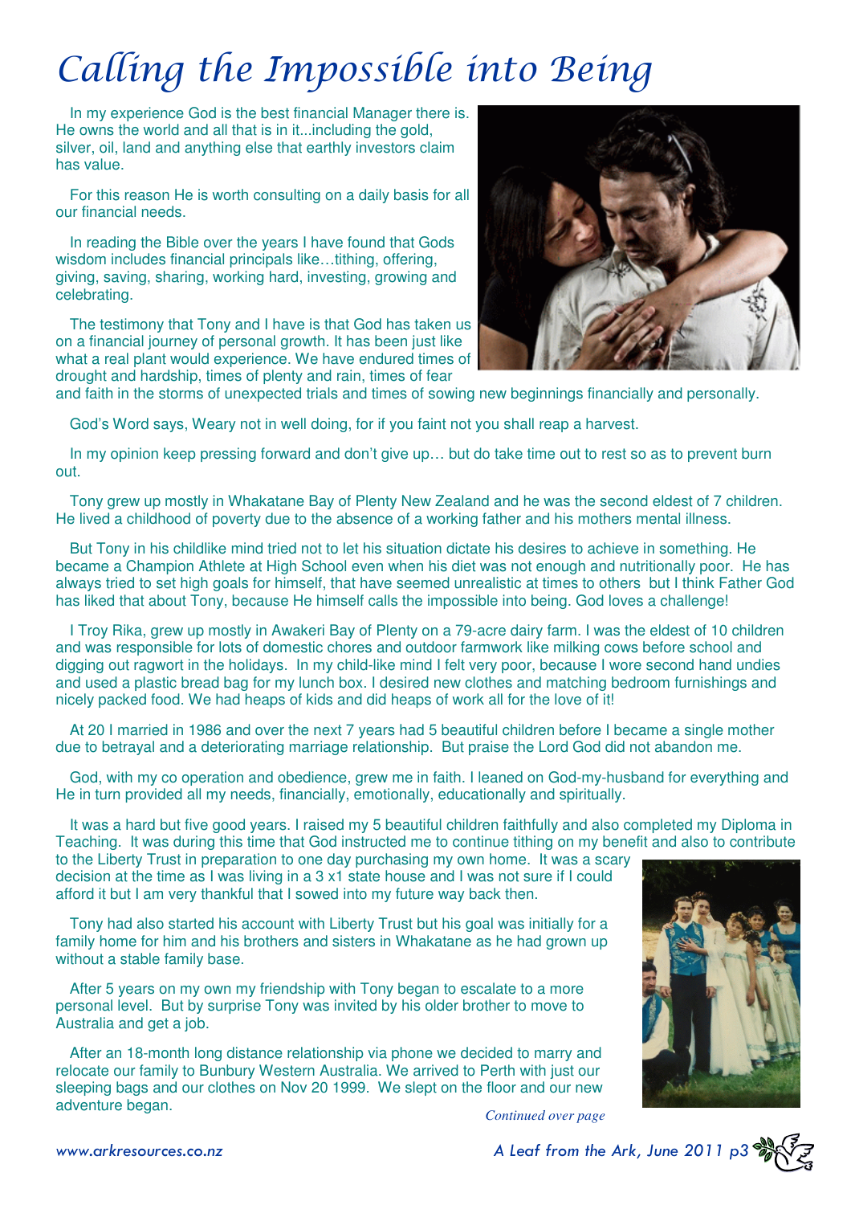# Calling the Impossible into Being

In my experience God is the best financial Manager there is. He owns the world and all that is in it...including the gold, silver, oil, land and anything else that earthly investors claim has value.

For this reason He is worth consulting on a daily basis for all our financial needs.

In reading the Bible over the years I have found that Gods wisdom includes financial principals like…tithing, offering, giving, saving, sharing, working hard, investing, growing and celebrating.

The testimony that Tony and I have is that God has taken us on a financial journey of personal growth. It has been just like what a real plant would experience. We have endured times of drought and hardship, times of plenty and rain, times of fear and faith in the storms of unexpected trials and times of sowing new beginnings financially and personally.

God's Word says, Weary not in well doing, for if you faint not you shall reap a harvest.

In my opinion keep pressing forward and don't give up… but do take time out to rest so as to prevent burn out.

Tony grew up mostly in Whakatane Bay of Plenty New Zealand and he was the second eldest of 7 children. He lived a childhood of poverty due to the absence of a working father and his mothers mental illness.

But Tony in his childlike mind tried not to let his situation dictate his desires to achieve in something. He became a Champion Athlete at High School even when his diet was not enough and nutritionally poor. He has always tried to set high goals for himself, that have seemed unrealistic at times to others but I think Father God has liked that about Tony, because He himself calls the impossible into being. God loves a challenge!

I Troy Rika, grew up mostly in Awakeri Bay of Plenty on a 79-acre dairy farm. I was the eldest of 10 children and was responsible for lots of domestic chores and outdoor farmwork like milking cows before school and digging out ragwort in the holidays. In my child-like mind I felt very poor, because I wore second hand undies and used a plastic bread bag for my lunch box. I desired new clothes and matching bedroom furnishings and nicely packed food. We had heaps of kids and did heaps of work all for the love of it!

At 20 I married in 1986 and over the next 7 years had 5 beautiful children before I became a single mother due to betrayal and a deteriorating marriage relationship. But praise the Lord God did not abandon me.

God, with my co operation and obedience, grew me in faith. I leaned on God-my-husband for everything and He in turn provided all my needs, financially, emotionally, educationally and spiritually.

It was a hard but five good years. I raised my 5 beautiful children faithfully and also completed my Diploma in Teaching. It was during this time that God instructed me to continue tithing on my benefit and also to contribute to the Liberty Trust in preparation to one day purchasing my own home. It was a scary decision at the time as I was living in a 3 x1 state house and I was not sure if I could afford it but I am very thankful that I sowed into my future way back then.

Tony had also started his account with Liberty Trust but his goal was initially for a family home for him and his brothers and sisters in Whakatane as he had grown up without a stable family base.

After 5 years on my own my friendship with Tony began to escalate to a more personal level. But by surprise Tony was invited by his older brother to move to Australia and get a job.

After an 18-month long distance relationship via phone we decided to marry and relocate our family to Bunbury Western Australia. We arrived to Perth with just our sleeping bags and our clothes on Nov 20 1999. We slept on the floor and our new adventure began.

*Continued over page*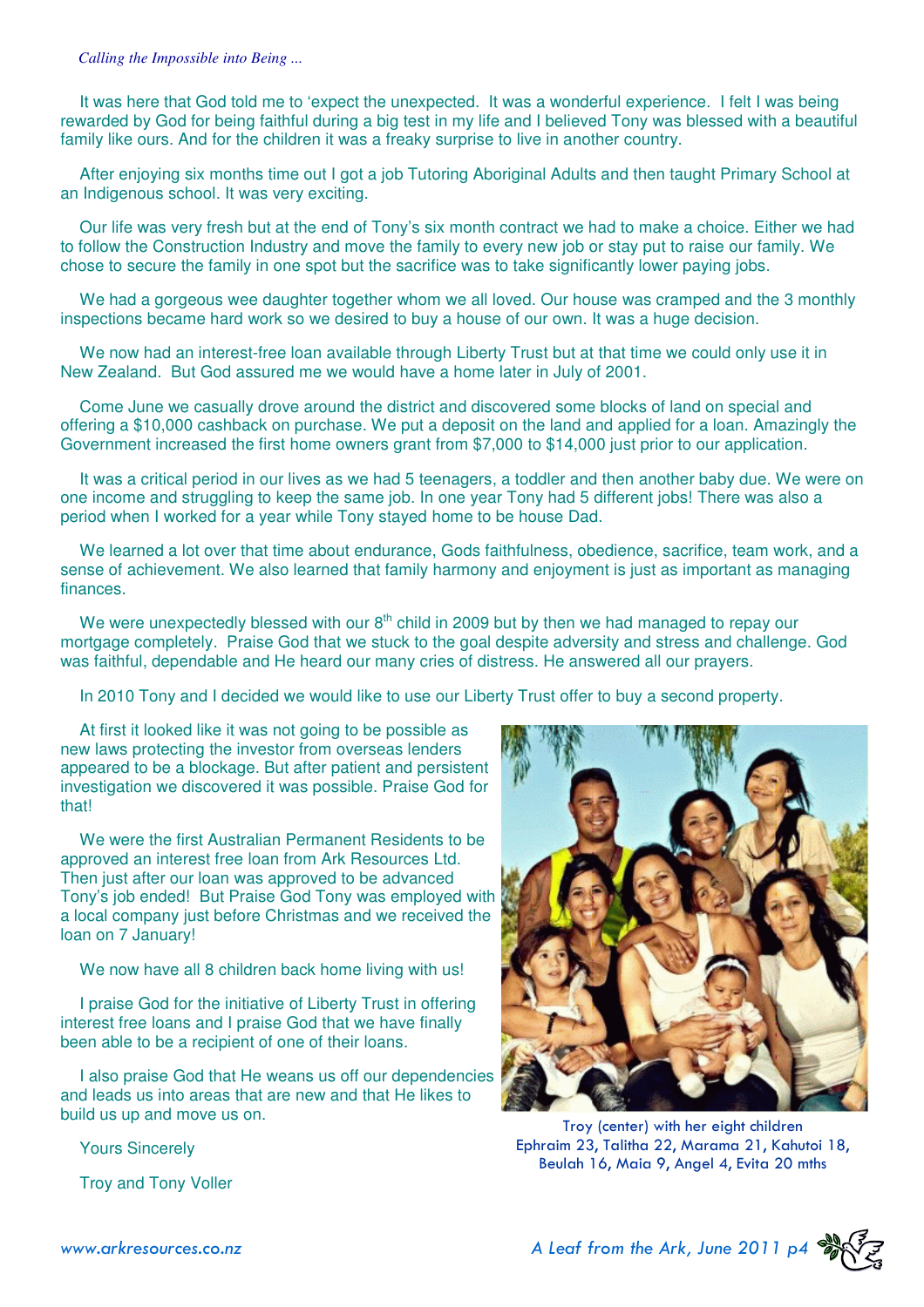It was here that God told me to 'expect the unexpected. It was a wonderful experience. I felt I was being rewarded by God for being faithful during a big test in my life and I believed Tony was blessed with a beautiful family like ours. And for the children it was a freaky surprise to live in another country.

After enjoying six months time out I got a job Tutoring Aboriginal Adults and then taught Primary School at an Indigenous school. It was very exciting.

Our life was very fresh but at the end of Tony's six month contract we had to make a choice. Either we had to follow the Construction Industry and move the family to every new job or stay put to raise our family. We chose to secure the family in one spot but the sacrifice was to take significantly lower paying jobs.

We had a gorgeous wee daughter together whom we all loved. Our house was cramped and the 3 monthly inspections became hard work so we desired to buy a house of our own. It was a huge decision.

We now had an interest-free loan available through Liberty Trust but at that time we could only use it in New Zealand. But God assured me we would have a home later in July of 2001.

Come June we casually drove around the district and discovered some blocks of land on special and offering a $10,000 cashback on purchase. We put a deposit on the land and applied for a loan. Amazingly the Government increased the first home owners grant from $7,000 to $14,000 just prior to our application.

It was a critical period in our lives as we had 5 teenagers, a toddler and then another baby due. We were on one income and struggling to keep the same job. In one year Tony had 5 different jobs! There was also a period when I worked for a year while Tony stayed home to be house Dad.

We learned a lot over that time about endurance, Gods faithfulness, obedience, sacrifice, team work, and a sense of achievement. We also learned that family harmony and enjoyment is just as important as managing finances.

We were unexpectedly blessed with our 8th child in 2009 but by then we had managed to repay our mortgage completely. Praise God that we stuck to the goal despite adversity and stress and challenge. God was faithful, dependable and He heard our many cries of distress. He answered all our prayers.

In 2010 Tony and I decided we would like to use our Liberty Trust offer to buy a second property.

At first it looked like it was not going to be possible as new laws protecting the investor from overseas lenders appeared to be a blockage. But after patient and persistent investigation we discovered it was possible. Praise God for that!

We were the first Australian Permanent Residents to be approved an interest free loan from Ark Resources Ltd. Then just after our loan was approved to be advanced Tony's job ended! But Praise God Tony was employed with a local company just before Christmas and we received the loan on 7 January!

We now have all 8 children back home living with us!

I praise God for the initiative of Liberty Trust in offering interest free loans and I praise God that we have finally been able to be a recipient of one of their loans.

I also praise God that He weans us off our dependencies and leads us into areas that are new and that He likes to build us up and move us on.

Yours Sincerely

Troy and Tony Voller

Troy (center) with her eight children
Ephraim 23, Talitha 22, Marama 21, Kahutoi 18, Beulah 16, Maia 9, Angel 4, Evita 20 mths